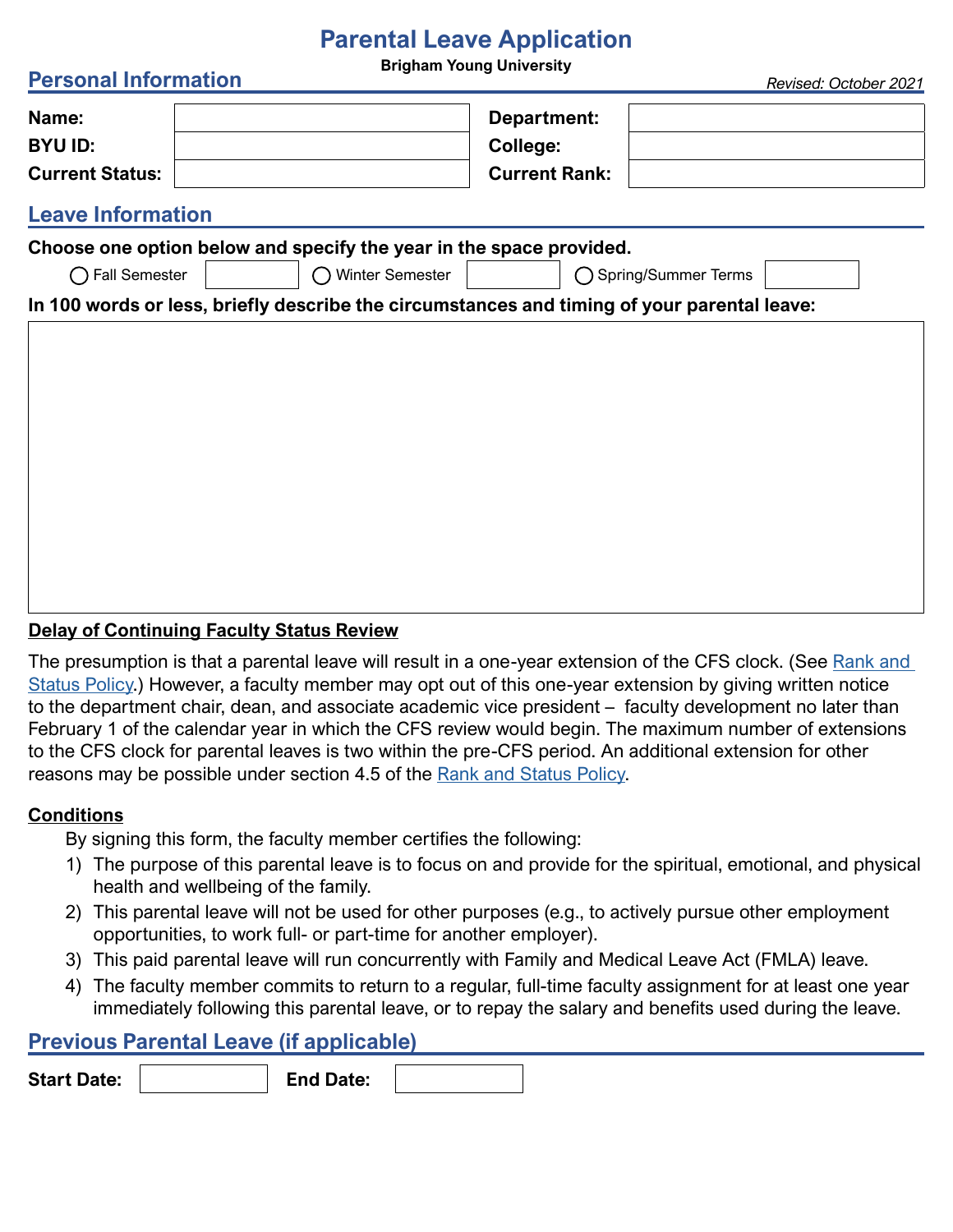# Parental Leave Application

**Brigham Young University**

## Personal Information

*Revised: October 2021*

| | | | |
|---|---|---|---|
| **Name:** | | **Department:** | |
| **BYU ID:** | | **College:** | |
| **Current Status:** | | **Current Rank:** | |

## Leave Information

**Choose one option below and specify the year in the space provided.**

◯ Fall Semester ______ ◯ Winter Semester ______ ◯ Spring/Summer Terms ______

**In 100 words or less, briefly describe the circumstances and timing of your parental leave:**

&nbsp;

**<u>Delay of Continuing Faculty Status Review</u>**

The presumption is that a parental leave will result in a one-year extension of the CFS clock. (See [Rank and Status Policy](#).) However, a faculty member may opt out of this one-year extension by giving written notice to the department chair, dean, and associate academic vice president – faculty development no later than February 1 of the calendar year in which the CFS review would begin. The maximum number of extensions to the CFS clock for parental leaves is two within the pre-CFS period. An additional extension for other reasons may be possible under section 4.5 of the [Rank and Status Policy](#).

**<u>Conditions</u>**

By signing this form, the faculty member certifies the following:

1) The purpose of this parental leave is to focus on and provide for the spiritual, emotional, and physical health and wellbeing of the family.
2) This parental leave will not be used for other purposes (e.g., to actively pursue other employment opportunities, to work full- or part-time for another employer).
3) This paid parental leave will run concurrently with Family and Medical Leave Act (FMLA) leave.
4) The faculty member commits to return to a regular, full-time faculty assignment for at least one year immediately following this parental leave, or to repay the salary and benefits used during the leave.

## Previous Parental Leave (if applicable)

**Start Date:** ______ **End Date:** ______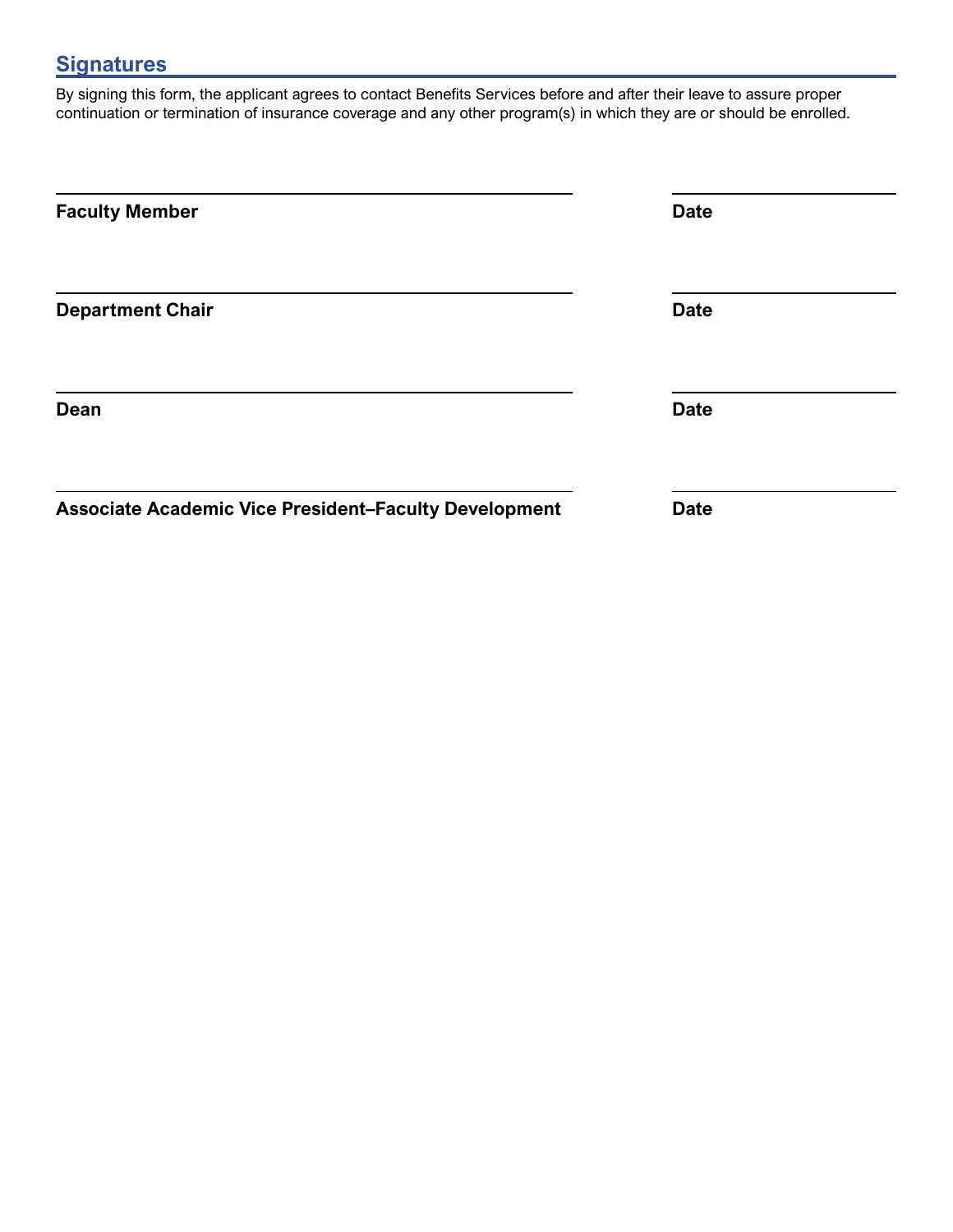## Signatures

By signing this form, the applicant agrees to contact Benefits Services before and after their leave to assure proper continuation or termination of insurance coverage and any other program(s) in which they are or should be enrolled.

| | |
|---|---|
| **Faculty Member** | **Date** |
| **Department Chair** | **Date** |
| **Dean** | **Date** |
| **Associate Academic Vice President–Faculty Development** | **Date** |